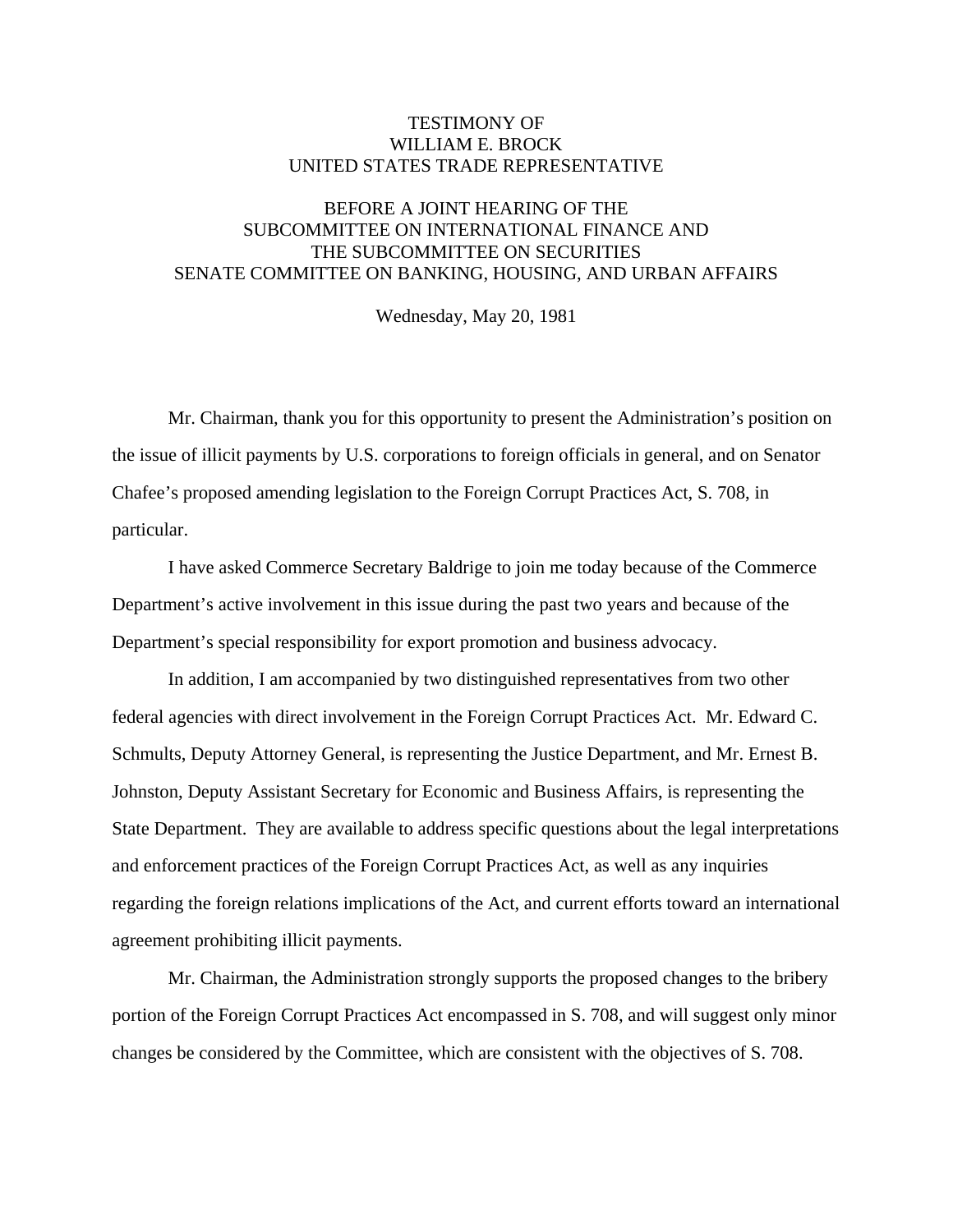# TESTIMONY OF WILLIAM E. BROCK UNITED STATES TRADE REPRESENTATIVE

## BEFORE A JOINT HEARING OF THE SUBCOMMITTEE ON INTERNATIONAL FINANCE AND THE SUBCOMMITTEE ON SECURITIES SENATE COMMITTEE ON BANKING, HOUSING, AND URBAN AFFAIRS

Wednesday, May 20, 1981

Mr. Chairman, thank you for this opportunity to present the Administration's position on the issue of illicit payments by U.S. corporations to foreign officials in general, and on Senator Chafee's proposed amending legislation to the Foreign Corrupt Practices Act, S. 708, in particular.

I have asked Commerce Secretary Baldrige to join me today because of the Commerce Department's active involvement in this issue during the past two years and because of the Department's special responsibility for export promotion and business advocacy.

In addition, I am accompanied by two distinguished representatives from two other federal agencies with direct involvement in the Foreign Corrupt Practices Act. Mr. Edward C. Schmults, Deputy Attorney General, is representing the Justice Department, and Mr. Ernest B. Johnston, Deputy Assistant Secretary for Economic and Business Affairs, is representing the State Department. They are available to address specific questions about the legal interpretations and enforcement practices of the Foreign Corrupt Practices Act, as well as any inquiries regarding the foreign relations implications of the Act, and current efforts toward an international agreement prohibiting illicit payments.

Mr. Chairman, the Administration strongly supports the proposed changes to the bribery portion of the Foreign Corrupt Practices Act encompassed in S. 708, and will suggest only minor changes be considered by the Committee, which are consistent with the objectives of S. 708.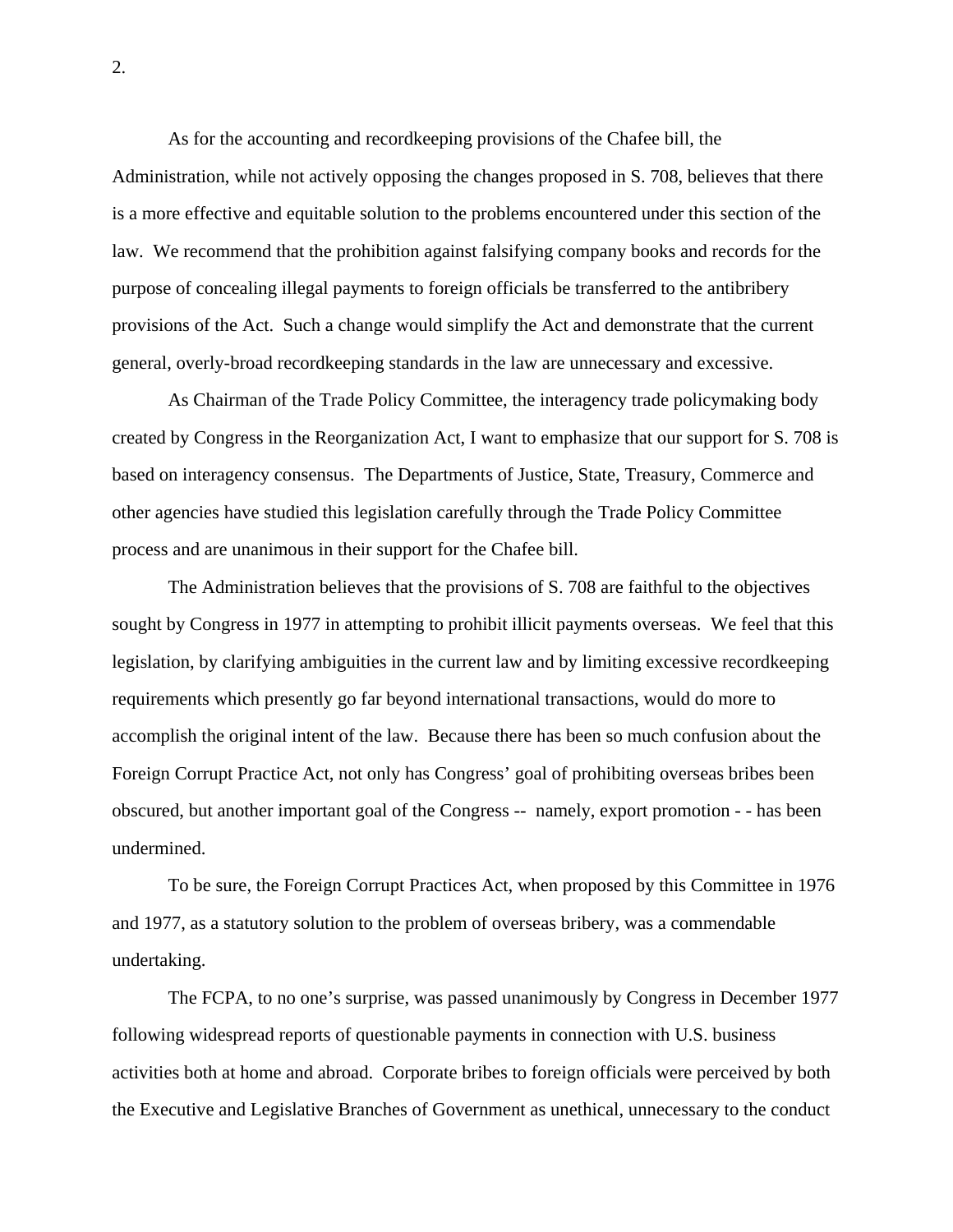As for the accounting and recordkeeping provisions of the Chafee bill, the Administration, while not actively opposing the changes proposed in S. 708, believes that there is a more effective and equitable solution to the problems encountered under this section of the law. We recommend that the prohibition against falsifying company books and records for the purpose of concealing illegal payments to foreign officials be transferred to the antibribery provisions of the Act. Such a change would simplify the Act and demonstrate that the current general, overly-broad recordkeeping standards in the law are unnecessary and excessive.

As Chairman of the Trade Policy Committee, the interagency trade policymaking body created by Congress in the Reorganization Act, I want to emphasize that our support for S. 708 is based on interagency consensus. The Departments of Justice, State, Treasury, Commerce and other agencies have studied this legislation carefully through the Trade Policy Committee process and are unanimous in their support for the Chafee bill.

The Administration believes that the provisions of S. 708 are faithful to the objectives sought by Congress in 1977 in attempting to prohibit illicit payments overseas. We feel that this legislation, by clarifying ambiguities in the current law and by limiting excessive recordkeeping requirements which presently go far beyond international transactions, would do more to accomplish the original intent of the law. Because there has been so much confusion about the Foreign Corrupt Practice Act, not only has Congress' goal of prohibiting overseas bribes been obscured, but another important goal of the Congress -- namely, export promotion - - has been undermined.

To be sure, the Foreign Corrupt Practices Act, when proposed by this Committee in 1976 and 1977, as a statutory solution to the problem of overseas bribery, was a commendable undertaking.

The FCPA, to no one's surprise, was passed unanimously by Congress in December 1977 following widespread reports of questionable payments in connection with U.S. business activities both at home and abroad. Corporate bribes to foreign officials were perceived by both the Executive and Legislative Branches of Government as unethical, unnecessary to the conduct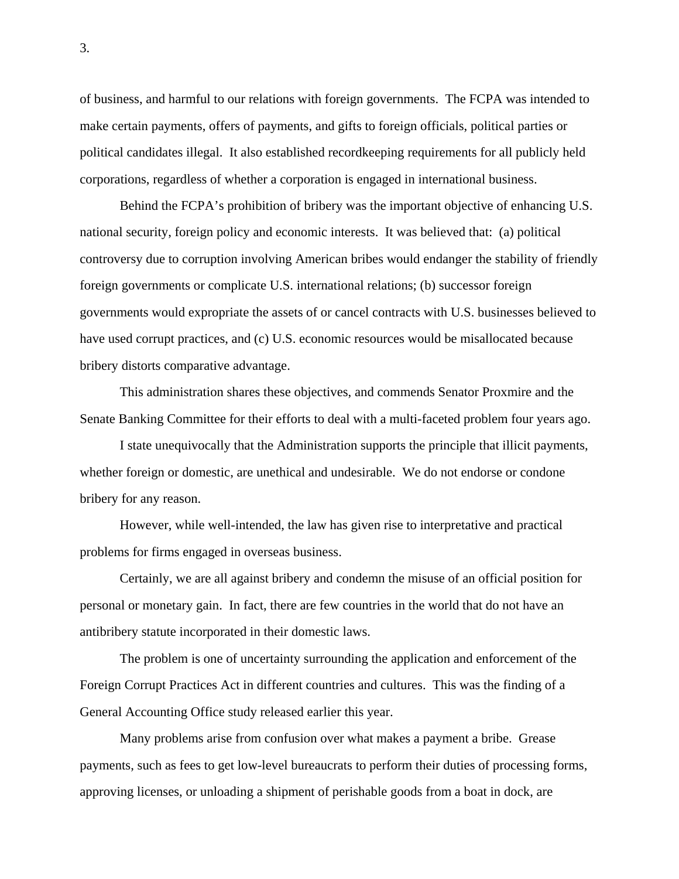of business, and harmful to our relations with foreign governments. The FCPA was intended to make certain payments, offers of payments, and gifts to foreign officials, political parties or political candidates illegal. It also established recordkeeping requirements for all publicly held corporations, regardless of whether a corporation is engaged in international business.

Behind the FCPA's prohibition of bribery was the important objective of enhancing U.S. national security, foreign policy and economic interests. It was believed that: (a) political controversy due to corruption involving American bribes would endanger the stability of friendly foreign governments or complicate U.S. international relations; (b) successor foreign governments would expropriate the assets of or cancel contracts with U.S. businesses believed to have used corrupt practices, and (c) U.S. economic resources would be misallocated because bribery distorts comparative advantage.

This administration shares these objectives, and commends Senator Proxmire and the Senate Banking Committee for their efforts to deal with a multi-faceted problem four years ago.

I state unequivocally that the Administration supports the principle that illicit payments, whether foreign or domestic, are unethical and undesirable. We do not endorse or condone bribery for any reason.

However, while well-intended, the law has given rise to interpretative and practical problems for firms engaged in overseas business.

Certainly, we are all against bribery and condemn the misuse of an official position for personal or monetary gain. In fact, there are few countries in the world that do not have an antibribery statute incorporated in their domestic laws.

The problem is one of uncertainty surrounding the application and enforcement of the Foreign Corrupt Practices Act in different countries and cultures. This was the finding of a General Accounting Office study released earlier this year.

Many problems arise from confusion over what makes a payment a bribe. Grease payments, such as fees to get low-level bureaucrats to perform their duties of processing forms, approving licenses, or unloading a shipment of perishable goods from a boat in dock, are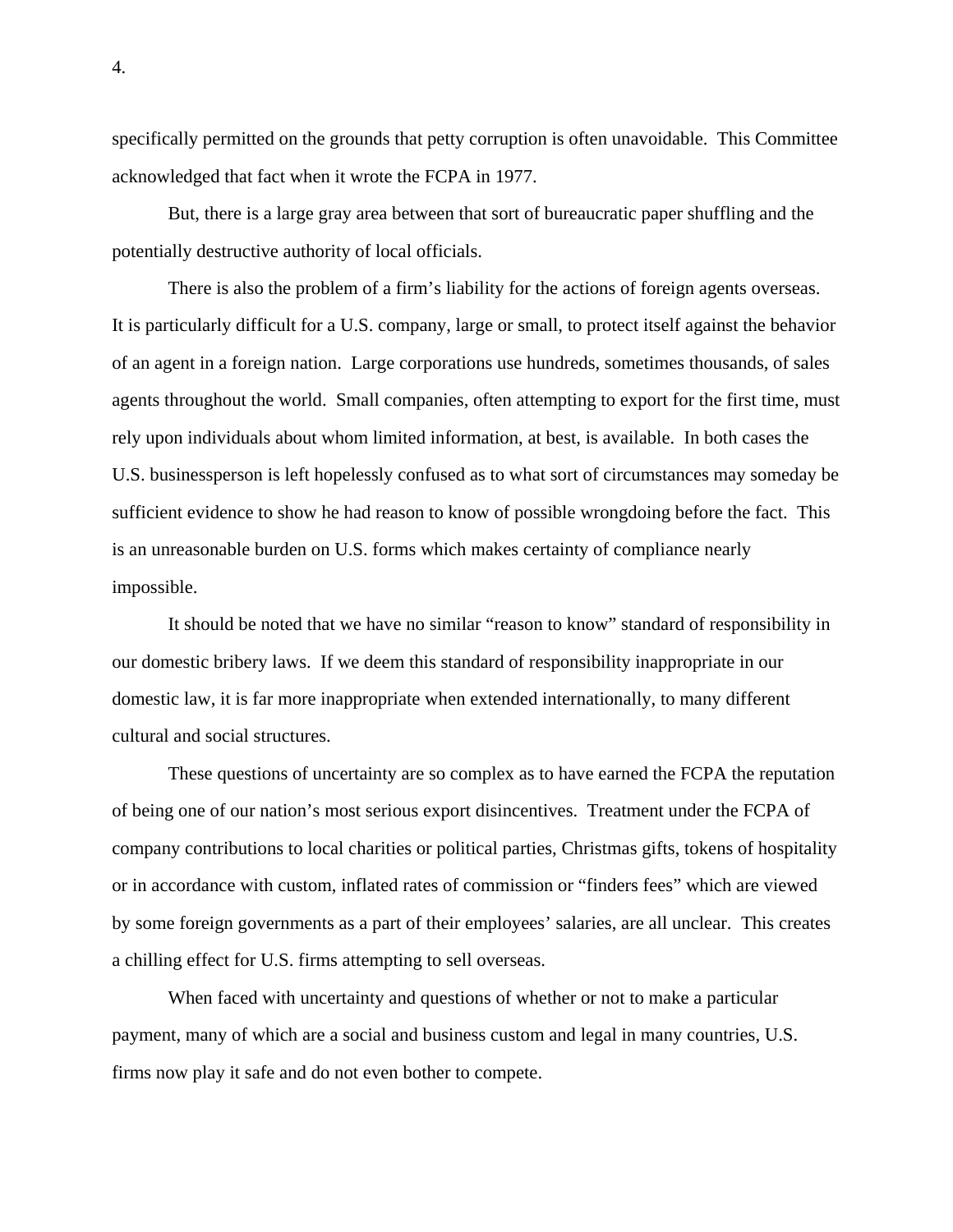specifically permitted on the grounds that petty corruption is often unavoidable. This Committee acknowledged that fact when it wrote the FCPA in 1977.

But, there is a large gray area between that sort of bureaucratic paper shuffling and the potentially destructive authority of local officials.

There is also the problem of a firm's liability for the actions of foreign agents overseas. It is particularly difficult for a U.S. company, large or small, to protect itself against the behavior of an agent in a foreign nation. Large corporations use hundreds, sometimes thousands, of sales agents throughout the world. Small companies, often attempting to export for the first time, must rely upon individuals about whom limited information, at best, is available. In both cases the U.S. businessperson is left hopelessly confused as to what sort of circumstances may someday be sufficient evidence to show he had reason to know of possible wrongdoing before the fact. This is an unreasonable burden on U.S. forms which makes certainty of compliance nearly impossible.

It should be noted that we have no similar "reason to know" standard of responsibility in our domestic bribery laws. If we deem this standard of responsibility inappropriate in our domestic law, it is far more inappropriate when extended internationally, to many different cultural and social structures.

These questions of uncertainty are so complex as to have earned the FCPA the reputation of being one of our nation's most serious export disincentives. Treatment under the FCPA of company contributions to local charities or political parties, Christmas gifts, tokens of hospitality or in accordance with custom, inflated rates of commission or "finders fees" which are viewed by some foreign governments as a part of their employees' salaries, are all unclear. This creates a chilling effect for U.S. firms attempting to sell overseas.

When faced with uncertainty and questions of whether or not to make a particular payment, many of which are a social and business custom and legal in many countries, U.S. firms now play it safe and do not even bother to compete.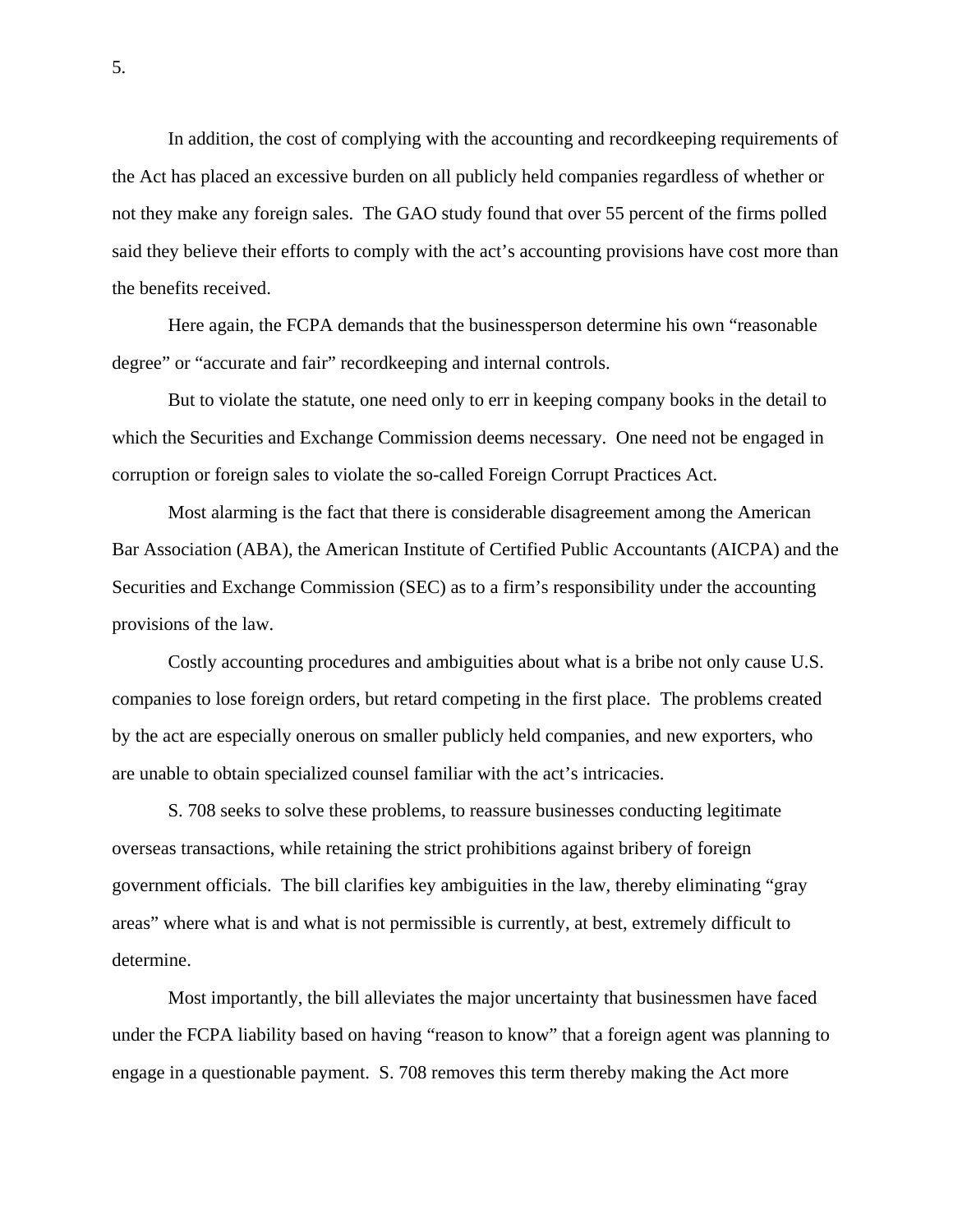In addition, the cost of complying with the accounting and recordkeeping requirements of the Act has placed an excessive burden on all publicly held companies regardless of whether or not they make any foreign sales. The GAO study found that over 55 percent of the firms polled said they believe their efforts to comply with the act's accounting provisions have cost more than the benefits received.

Here again, the FCPA demands that the businessperson determine his own "reasonable degree" or "accurate and fair" recordkeeping and internal controls.

But to violate the statute, one need only to err in keeping company books in the detail to which the Securities and Exchange Commission deems necessary. One need not be engaged in corruption or foreign sales to violate the so-called Foreign Corrupt Practices Act.

Most alarming is the fact that there is considerable disagreement among the American Bar Association (ABA), the American Institute of Certified Public Accountants (AICPA) and the Securities and Exchange Commission (SEC) as to a firm's responsibility under the accounting provisions of the law.

Costly accounting procedures and ambiguities about what is a bribe not only cause U.S. companies to lose foreign orders, but retard competing in the first place. The problems created by the act are especially onerous on smaller publicly held companies, and new exporters, who are unable to obtain specialized counsel familiar with the act's intricacies.

S. 708 seeks to solve these problems, to reassure businesses conducting legitimate overseas transactions, while retaining the strict prohibitions against bribery of foreign government officials. The bill clarifies key ambiguities in the law, thereby eliminating "gray areas" where what is and what is not permissible is currently, at best, extremely difficult to determine.

Most importantly, the bill alleviates the major uncertainty that businessmen have faced under the FCPA liability based on having "reason to know" that a foreign agent was planning to engage in a questionable payment. S. 708 removes this term thereby making the Act more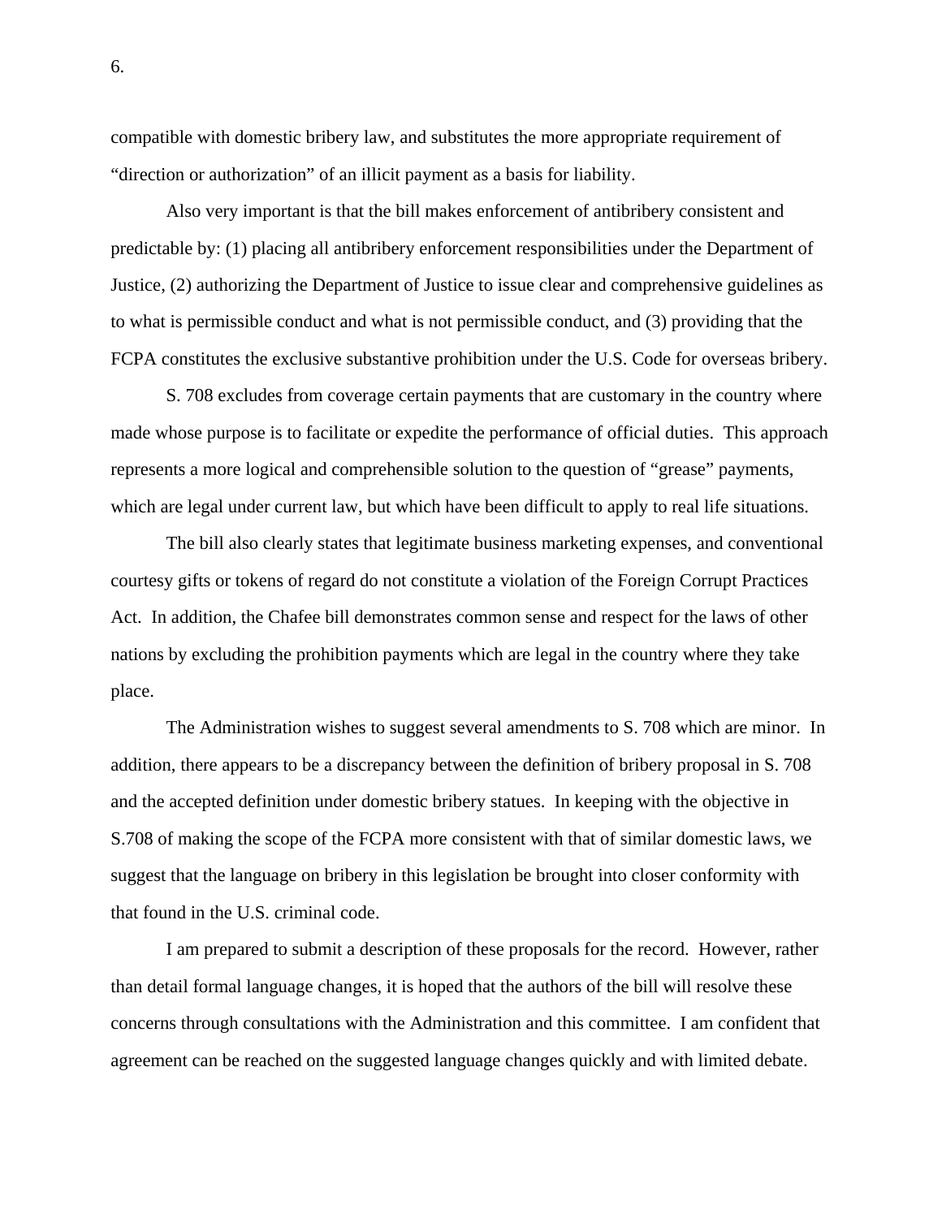compatible with domestic bribery law, and substitutes the more appropriate requirement of "direction or authorization" of an illicit payment as a basis for liability.

Also very important is that the bill makes enforcement of antibribery consistent and predictable by: (1) placing all antibribery enforcement responsibilities under the Department of Justice, (2) authorizing the Department of Justice to issue clear and comprehensive guidelines as to what is permissible conduct and what is not permissible conduct, and (3) providing that the FCPA constitutes the exclusive substantive prohibition under the U.S. Code for overseas bribery.

S. 708 excludes from coverage certain payments that are customary in the country where made whose purpose is to facilitate or expedite the performance of official duties. This approach represents a more logical and comprehensible solution to the question of "grease" payments, which are legal under current law, but which have been difficult to apply to real life situations.

The bill also clearly states that legitimate business marketing expenses, and conventional courtesy gifts or tokens of regard do not constitute a violation of the Foreign Corrupt Practices Act. In addition, the Chafee bill demonstrates common sense and respect for the laws of other nations by excluding the prohibition payments which are legal in the country where they take place.

The Administration wishes to suggest several amendments to S. 708 which are minor. In addition, there appears to be a discrepancy between the definition of bribery proposal in S. 708 and the accepted definition under domestic bribery statues. In keeping with the objective in S.708 of making the scope of the FCPA more consistent with that of similar domestic laws, we suggest that the language on bribery in this legislation be brought into closer conformity with that found in the U.S. criminal code.

I am prepared to submit a description of these proposals for the record. However, rather than detail formal language changes, it is hoped that the authors of the bill will resolve these concerns through consultations with the Administration and this committee. I am confident that agreement can be reached on the suggested language changes quickly and with limited debate.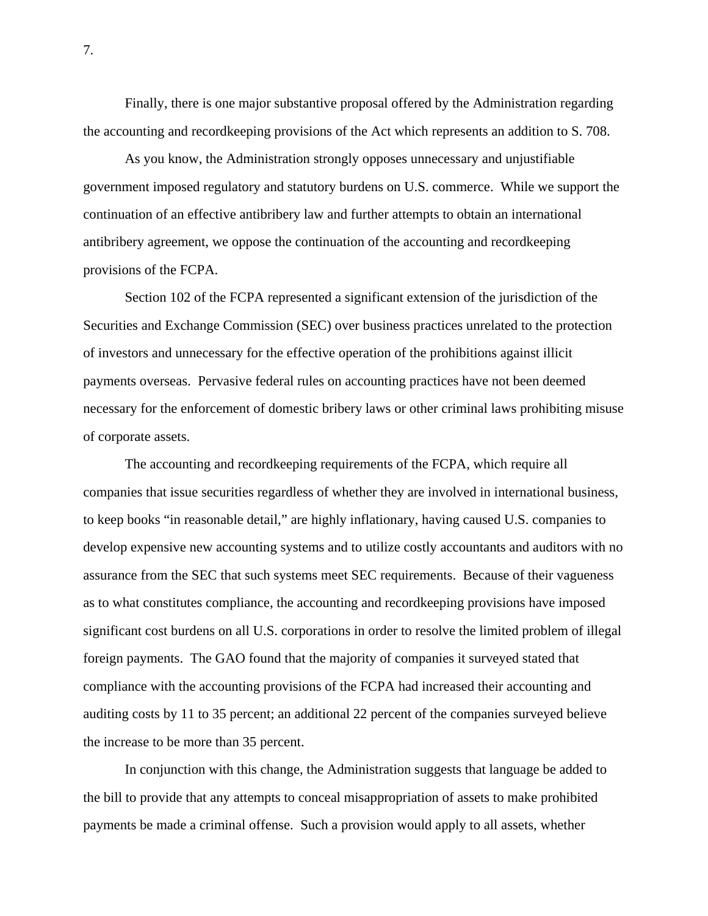Finally, there is one major substantive proposal offered by the Administration regarding the accounting and recordkeeping provisions of the Act which represents an addition to S. 708.

As you know, the Administration strongly opposes unnecessary and unjustifiable government imposed regulatory and statutory burdens on U.S. commerce. While we support the continuation of an effective antibribery law and further attempts to obtain an international antibribery agreement, we oppose the continuation of the accounting and recordkeeping provisions of the FCPA.

Section 102 of the FCPA represented a significant extension of the jurisdiction of the Securities and Exchange Commission (SEC) over business practices unrelated to the protection of investors and unnecessary for the effective operation of the prohibitions against illicit payments overseas. Pervasive federal rules on accounting practices have not been deemed necessary for the enforcement of domestic bribery laws or other criminal laws prohibiting misuse of corporate assets.

The accounting and recordkeeping requirements of the FCPA, which require all companies that issue securities regardless of whether they are involved in international business, to keep books "in reasonable detail," are highly inflationary, having caused U.S. companies to develop expensive new accounting systems and to utilize costly accountants and auditors with no assurance from the SEC that such systems meet SEC requirements. Because of their vagueness as to what constitutes compliance, the accounting and recordkeeping provisions have imposed significant cost burdens on all U.S. corporations in order to resolve the limited problem of illegal foreign payments. The GAO found that the majority of companies it surveyed stated that compliance with the accounting provisions of the FCPA had increased their accounting and auditing costs by 11 to 35 percent; an additional 22 percent of the companies surveyed believe the increase to be more than 35 percent.

In conjunction with this change, the Administration suggests that language be added to the bill to provide that any attempts to conceal misappropriation of assets to make prohibited payments be made a criminal offense. Such a provision would apply to all assets, whether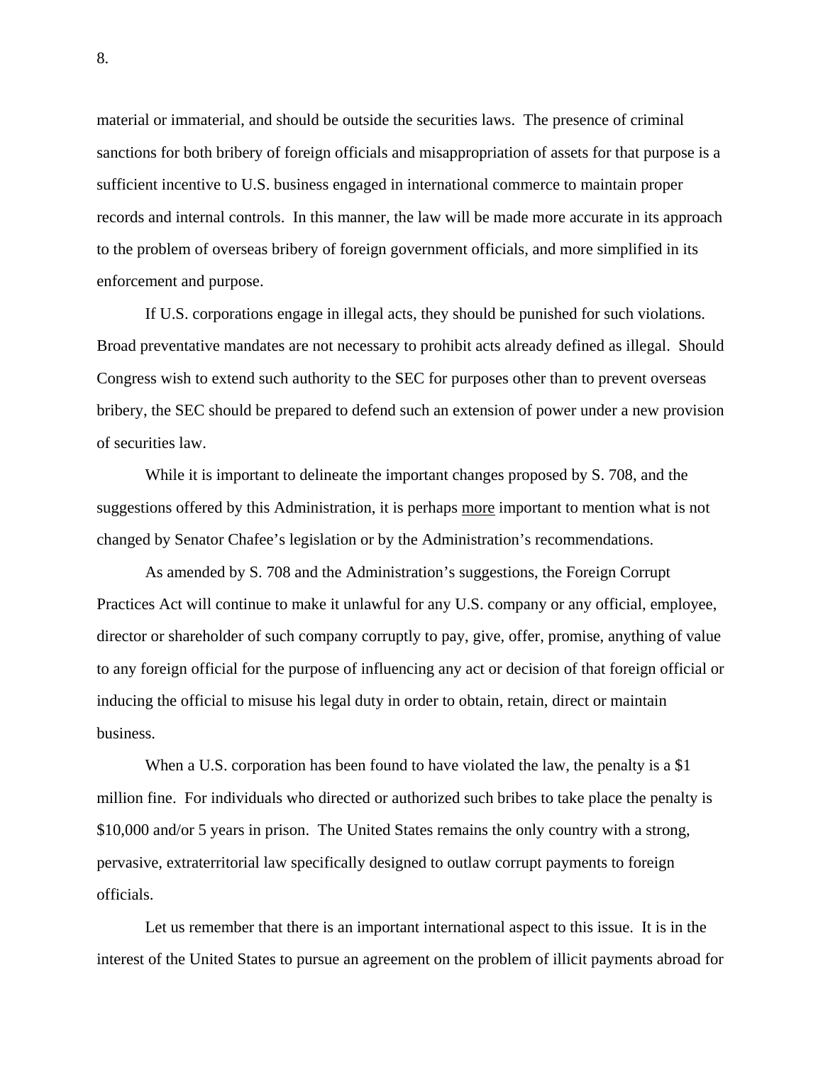material or immaterial, and should be outside the securities laws. The presence of criminal sanctions for both bribery of foreign officials and misappropriation of assets for that purpose is a sufficient incentive to U.S. business engaged in international commerce to maintain proper records and internal controls. In this manner, the law will be made more accurate in its approach to the problem of overseas bribery of foreign government officials, and more simplified in its enforcement and purpose.

If U.S. corporations engage in illegal acts, they should be punished for such violations. Broad preventative mandates are not necessary to prohibit acts already defined as illegal. Should Congress wish to extend such authority to the SEC for purposes other than to prevent overseas bribery, the SEC should be prepared to defend such an extension of power under a new provision of securities law.

While it is important to delineate the important changes proposed by S. 708, and the suggestions offered by this Administration, it is perhaps <u>more</u> important to mention what is not changed by Senator Chafee's legislation or by the Administration's recommendations.

As amended by S. 708 and the Administration's suggestions, the Foreign Corrupt Practices Act will continue to make it unlawful for any U.S. company or any official, employee, director or shareholder of such company corruptly to pay, give, offer, promise, anything of value to any foreign official for the purpose of influencing any act or decision of that foreign official or inducing the official to misuse his legal duty in order to obtain, retain, direct or maintain business.

When a U.S. corporation has been found to have violated the law, the penalty is a $1 million fine. For individuals who directed or authorized such bribes to take place the penalty is $10,000 and/or 5 years in prison. The United States remains the only country with a strong, pervasive, extraterritorial law specifically designed to outlaw corrupt payments to foreign officials.

Let us remember that there is an important international aspect to this issue. It is in the interest of the United States to pursue an agreement on the problem of illicit payments abroad for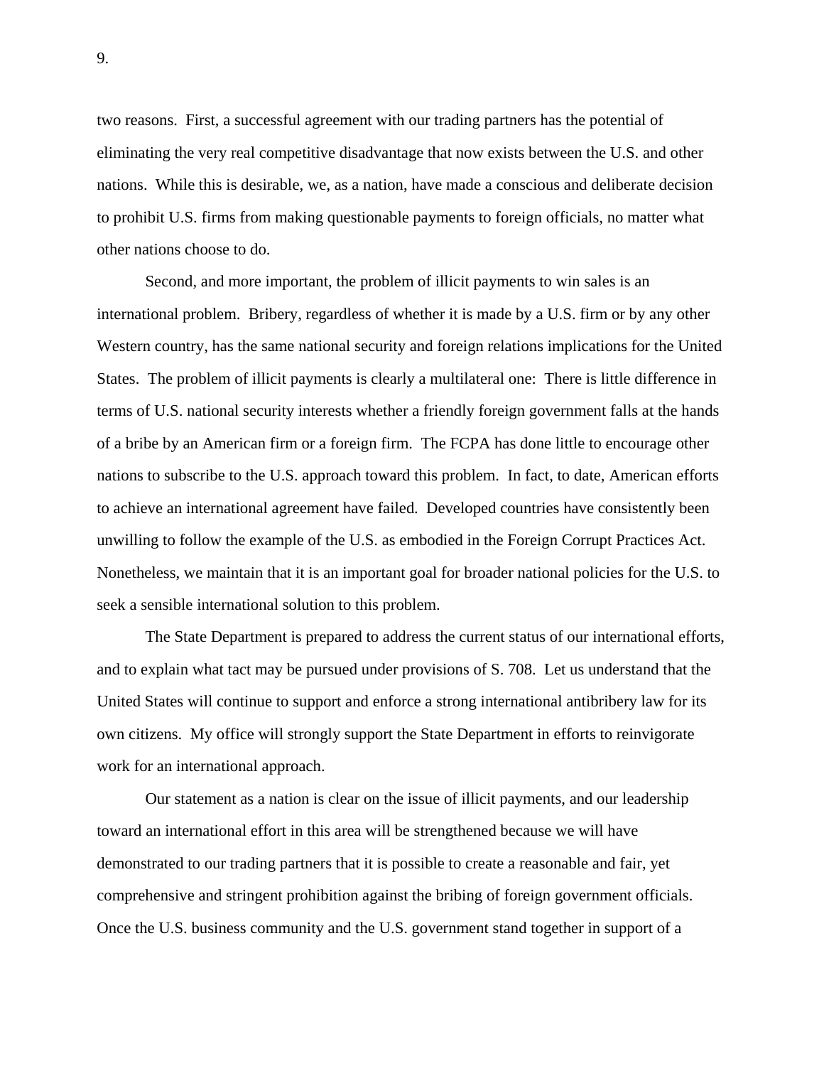two reasons. First, a successful agreement with our trading partners has the potential of eliminating the very real competitive disadvantage that now exists between the U.S. and other nations. While this is desirable, we, as a nation, have made a conscious and deliberate decision to prohibit U.S. firms from making questionable payments to foreign officials, no matter what other nations choose to do.

Second, and more important, the problem of illicit payments to win sales is an international problem. Bribery, regardless of whether it is made by a U.S. firm or by any other Western country, has the same national security and foreign relations implications for the United States. The problem of illicit payments is clearly a multilateral one: There is little difference in terms of U.S. national security interests whether a friendly foreign government falls at the hands of a bribe by an American firm or a foreign firm. The FCPA has done little to encourage other nations to subscribe to the U.S. approach toward this problem. In fact, to date, American efforts to achieve an international agreement have failed. Developed countries have consistently been unwilling to follow the example of the U.S. as embodied in the Foreign Corrupt Practices Act. Nonetheless, we maintain that it is an important goal for broader national policies for the U.S. to seek a sensible international solution to this problem.

The State Department is prepared to address the current status of our international efforts, and to explain what tact may be pursued under provisions of S. 708. Let us understand that the United States will continue to support and enforce a strong international antibribery law for its own citizens. My office will strongly support the State Department in efforts to reinvigorate work for an international approach.

Our statement as a nation is clear on the issue of illicit payments, and our leadership toward an international effort in this area will be strengthened because we will have demonstrated to our trading partners that it is possible to create a reasonable and fair, yet comprehensive and stringent prohibition against the bribing of foreign government officials. Once the U.S. business community and the U.S. government stand together in support of a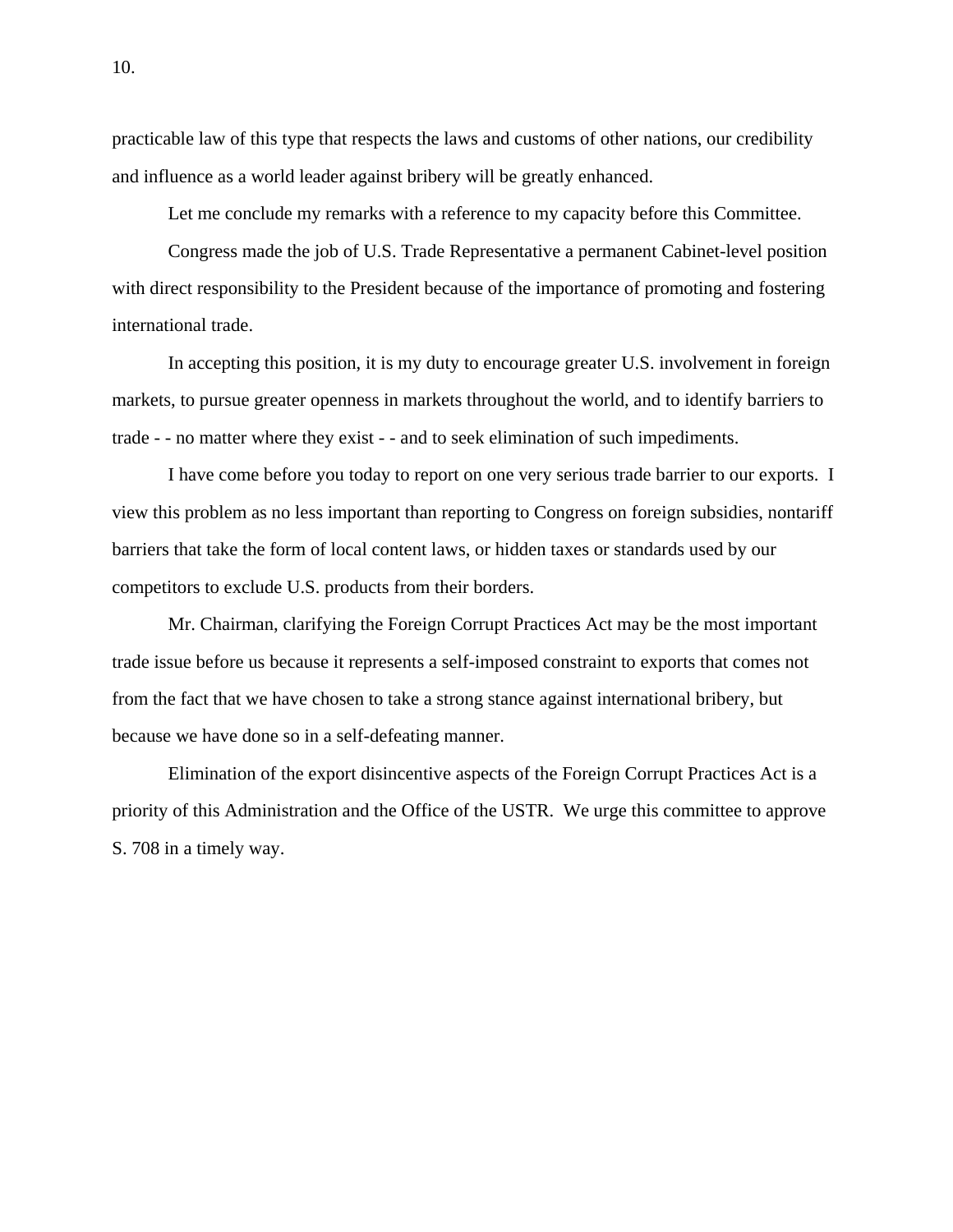practicable law of this type that respects the laws and customs of other nations, our credibility and influence as a world leader against bribery will be greatly enhanced.

Let me conclude my remarks with a reference to my capacity before this Committee.

Congress made the job of U.S. Trade Representative a permanent Cabinet-level position with direct responsibility to the President because of the importance of promoting and fostering international trade.

In accepting this position, it is my duty to encourage greater U.S. involvement in foreign markets, to pursue greater openness in markets throughout the world, and to identify barriers to trade - - no matter where they exist - - and to seek elimination of such impediments.

I have come before you today to report on one very serious trade barrier to our exports. I view this problem as no less important than reporting to Congress on foreign subsidies, nontariff barriers that take the form of local content laws, or hidden taxes or standards used by our competitors to exclude U.S. products from their borders.

Mr. Chairman, clarifying the Foreign Corrupt Practices Act may be the most important trade issue before us because it represents a self-imposed constraint to exports that comes not from the fact that we have chosen to take a strong stance against international bribery, but because we have done so in a self-defeating manner.

Elimination of the export disincentive aspects of the Foreign Corrupt Practices Act is a priority of this Administration and the Office of the USTR. We urge this committee to approve S. 708 in a timely way.